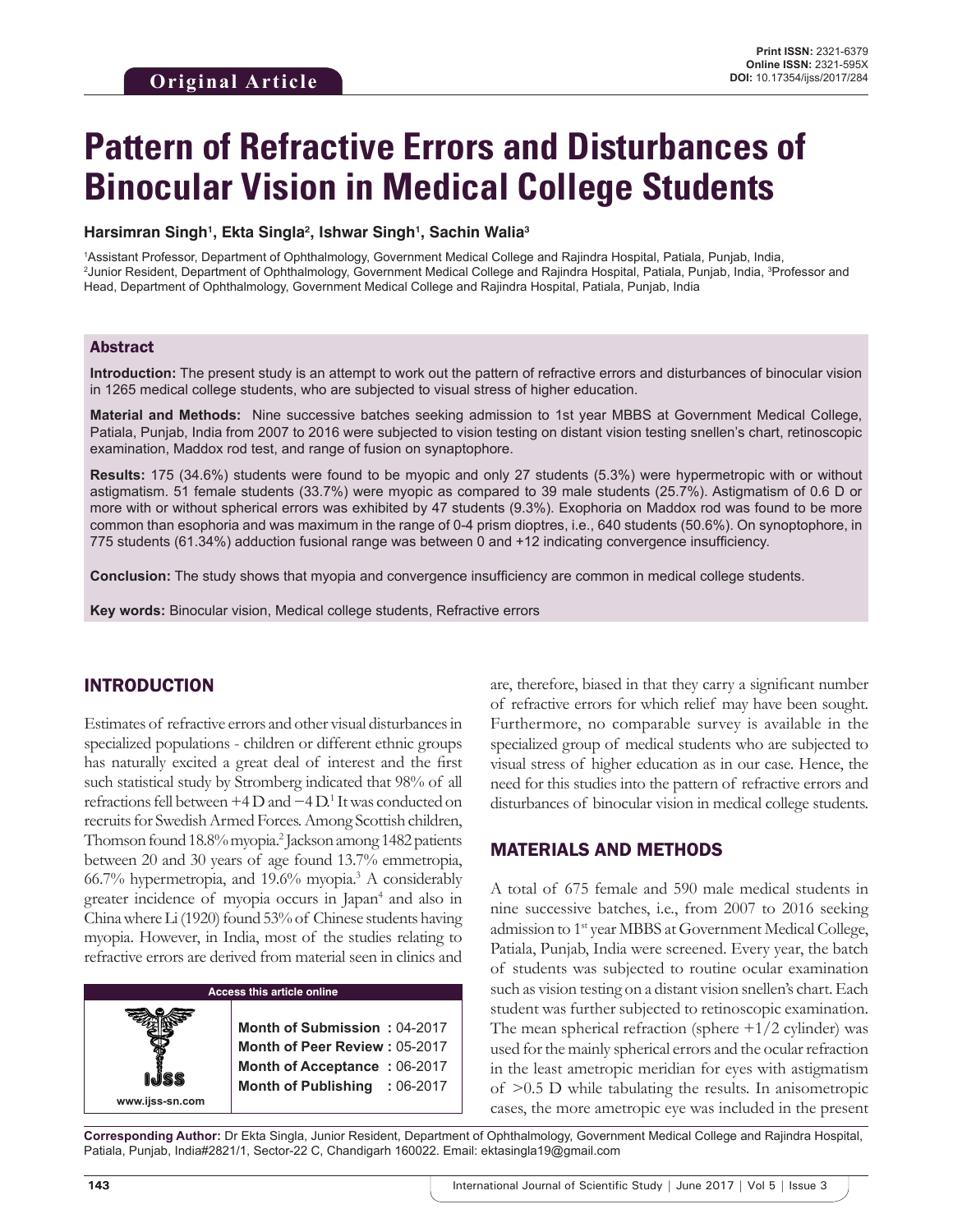Original Article

**Print ISSN:** 2321-6379
**Online ISSN:** 2321-595X
**DOI:** 10.17354/ijss/2017/284

# Pattern of Refractive Errors and Disturbances of Binocular Vision in Medical College Students

**Harsimran Singh[1], Ekta Singla[2], Ishwar Singh[1], Sachin Walia[3]**

[1]Assistant Professor, Department of Ophthalmology, Government Medical College and Rajindra Hospital, Patiala, Punjab, India, [2]Junior Resident, Department of Ophthalmology, Government Medical College and Rajindra Hospital, Patiala, Punjab, India, [3]Professor and Head, Department of Ophthalmology, Government Medical College and Rajindra Hospital, Patiala, Punjab, India

## Abstract

**Introduction:** The present study is an attempt to work out the pattern of refractive errors and disturbances of binocular vision in 1265 medical college students, who are subjected to visual stress of higher education.

**Material and Methods:** Nine successive batches seeking admission to 1st year MBBS at Government Medical College, Patiala, Punjab, India from 2007 to 2016 were subjected to vision testing on distant vision testing snellen's chart, retinoscopic examination, Maddox rod test, and range of fusion on synaptophore.

**Results:** 175 (34.6%) students were found to be myopic and only 27 students (5.3%) were hypermetropic with or without astigmatism. 51 female students (33.7%) were myopic as compared to 39 male students (25.7%). Astigmatism of 0.6 D or more with or without spherical errors was exhibited by 47 students (9.3%). Exophoria on Maddox rod was found to be more common than esophoria and was maximum in the range of 0-4 prism dioptres, i.e., 640 students (50.6%). On synoptophore, in 775 students (61.34%) adduction fusional range was between 0 and +12 indicating convergence insufficiency.

**Conclusion:** The study shows that myopia and convergence insufficiency are common in medical college students.

**Key words:** Binocular vision, Medical college students, Refractive errors

## INTRODUCTION

Estimates of refractive errors and other visual disturbances in specialized populations - children or different ethnic groups has naturally excited a great deal of interest and the first such statistical study by Stromberg indicated that 98% of all refractions fell between +4 D and −4 D.[1] It was conducted on recruits for Swedish Armed Forces. Among Scottish children, Thomson found 18.8% myopia.[2] Jackson among 1482 patients between 20 and 30 years of age found 13.7% emmetropia, 66.7% hypermetropia, and 19.6% myopia.[3] A considerably greater incidence of myopia occurs in Japan[4] and also in China where Li (1920) found 53% of Chinese students having myopia. However, in India, most of the studies relating to refractive errors are derived from material seen in clinics and are, therefore, biased in that they carry a significant number of refractive errors for which relief may have been sought. Furthermore, no comparable survey is available in the specialized group of medical students who are subjected to visual stress of higher education as in our case. Hence, the need for this studies into the pattern of refractive errors and disturbances of binocular vision in medical college students.

| Access this article online | |
|---|---|
| www.ijss-sn.com | **Month of Submission :** 04-2017<br>**Month of Peer Review :** 05-2017<br>**Month of Acceptance :** 06-2017<br>**Month of Publishing :** 06-2017 |

## MATERIALS AND METHODS

A total of 675 female and 590 male medical students in nine successive batches, i.e., from 2007 to 2016 seeking admission to 1st year MBBS at Government Medical College, Patiala, Punjab, India were screened. Every year, the batch of students was subjected to routine ocular examination such as vision testing on a distant vision snellen's chart. Each student was further subjected to retinoscopic examination. The mean spherical refraction (sphere +1/2 cylinder) was used for the mainly spherical errors and the ocular refraction in the least ametropic meridian for eyes with astigmatism of >0.5 D while tabulating the results. In anisometropic cases, the more ametropic eye was included in the present

**Corresponding Author:** Dr Ekta Singla, Junior Resident, Department of Ophthalmology, Government Medical College and Rajindra Hospital, Patiala, Punjab, India#2821/1, Sector-22 C, Chandigarh 160022. Email: ektasingla19@gmail.com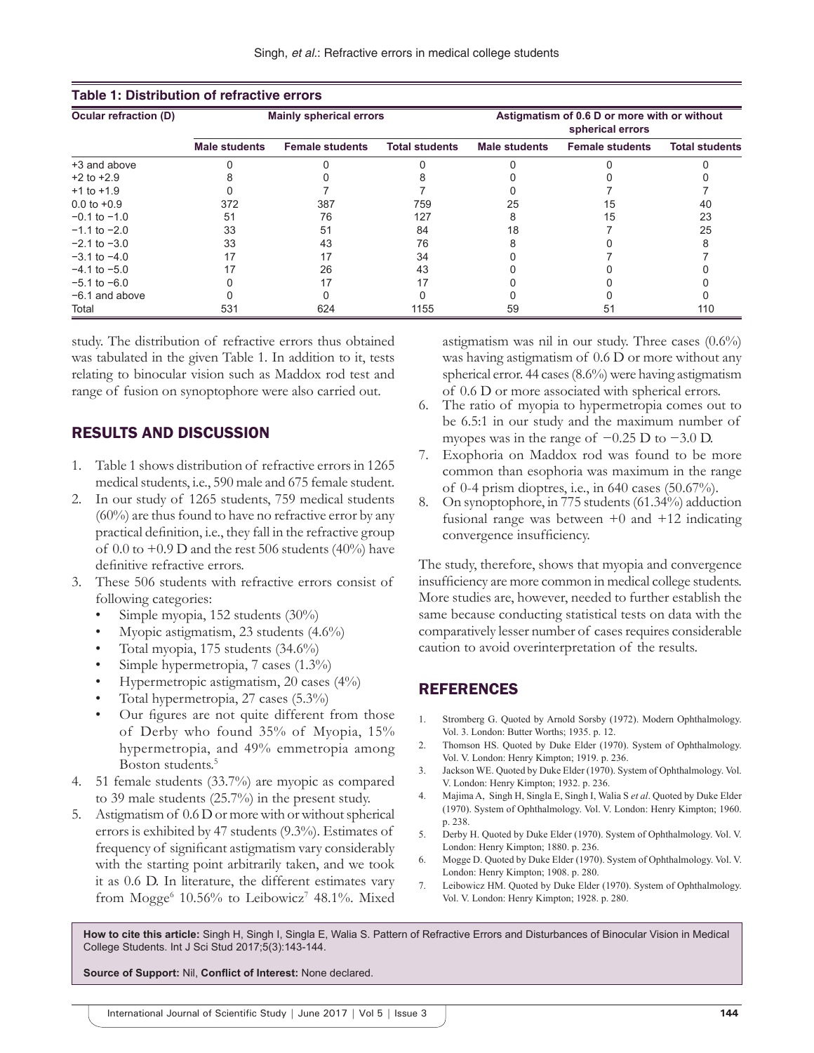**Table 1: Distribution of refractive errors**

| Ocular refraction (D) | Mainly spherical errors | | | Astigmatism of 0.6 D or more with or without spherical errors | | |
|---|---|---|---|---|---|---|
| | Male students | Female students | Total students | Male students | Female students | Total students |
| +3 and above | 0 | 0 | 0 | 0 | 0 | 0 |
| +2 to +2.9 | 8 | 0 | 8 | 0 | 0 | 0 |
| +1 to +1.9 | 0 | 7 | 7 | 0 | 7 | 7 |
| 0.0 to +0.9 | 372 | 387 | 759 | 25 | 15 | 40 |
| −0.1 to −1.0 | 51 | 76 | 127 | 8 | 15 | 23 |
| −1.1 to −2.0 | 33 | 51 | 84 | 18 | 7 | 25 |
| −2.1 to −3.0 | 33 | 43 | 76 | 8 | 0 | 8 |
| −3.1 to −4.0 | 17 | 17 | 34 | 0 | 7 | 7 |
| −4.1 to −5.0 | 17 | 26 | 43 | 0 | 0 | 0 |
| −5.1 to −6.0 | 0 | 17 | 17 | 0 | 0 | 0 |
| −6.1 and above | 0 | 0 | 0 | 0 | 0 | 0 |
| Total | 531 | 624 | 1155 | 59 | 51 | 110 |

study. The distribution of refractive errors thus obtained was tabulated in the given Table 1. In addition to it, tests relating to binocular vision such as Maddox rod test and range of fusion on synoptophore were also carried out.

## RESULTS AND DISCUSSION

1. Table 1 shows distribution of refractive errors in 1265 medical students, i.e., 590 male and 675 female student.
2. In our study of 1265 students, 759 medical students (60%) are thus found to have no refractive error by any practical definition, i.e., they fall in the refractive group of 0.0 to +0.9 D and the rest 506 students (40%) have definitive refractive errors.
3. These 506 students with refractive errors consist of following categories:
   - Simple myopia, 152 students (30%)
   - Myopic astigmatism, 23 students (4.6%)
   - Total myopia, 175 students (34.6%)
   - Simple hypermetropia, 7 cases (1.3%)
   - Hypermetropic astigmatism, 20 cases (4%)
   - Total hypermetropia, 27 cases (5.3%)
   - Our figures are not quite different from those of Derby who found 35% of Myopia, 15% hypermetropia, and 49% emmetropia among Boston students.[5]
4. 51 female students (33.7%) are myopic as compared to 39 male students (25.7%) in the present study.
5. Astigmatism of 0.6 D or more with or without spherical errors is exhibited by 47 students (9.3%). Estimates of frequency of significant astigmatism vary considerably with the starting point arbitrarily taken, and we took it as 0.6 D. In literature, the different estimates vary from Mogge[6] 10.56% to Leibowicz[7] 48.1%. Mixed astigmatism was nil in our study. Three cases (0.6%) was having astigmatism of 0.6 D or more without any spherical error. 44 cases (8.6%) were having astigmatism of 0.6 D or more associated with spherical errors.
6. The ratio of myopia to hypermetropia comes out to be 6.5:1 in our study and the maximum number of myopes was in the range of −0.25 D to −3.0 D.
7. Exophoria on Maddox rod was found to be more common than esophoria was maximum in the range of 0-4 prism dioptres, i.e., in 640 cases (50.67%).
8. On synoptophore, in 775 students (61.34%) adduction fusional range was between +0 and +12 indicating convergence insufficiency.

The study, therefore, shows that myopia and convergence insufficiency are more common in medical college students. More studies are, however, needed to further establish the same because conducting statistical tests on data with the comparatively lesser number of cases requires considerable caution to avoid overinterpretation of the results.

## REFERENCES

1. Stromberg G. Quoted by Arnold Sorsby (1972). Modern Ophthalmology. Vol. 3. London: Butter Worths; 1935. p. 12.
2. Thomson HS. Quoted by Duke Elder (1970). System of Ophthalmology. Vol. V. London: Henry Kimpton; 1919. p. 236.
3. Jackson WE. Quoted by Duke Elder (1970). System of Ophthalmology. Vol. V. London: Henry Kimpton; 1932. p. 236.
4. Majima A, Singh H, Singla E, Singh I, Walia S *et al*. Quoted by Duke Elder (1970). System of Ophthalmology. Vol. V. London: Henry Kimpton; 1960. p. 238.
5. Derby H. Quoted by Duke Elder (1970). System of Ophthalmology. Vol. V. London: Henry Kimpton; 1880. p. 236.
6. Mogge D. Quoted by Duke Elder (1970). System of Ophthalmology. Vol. V. London: Henry Kimpton; 1908. p. 280.
7. Leibowicz HM. Quoted by Duke Elder (1970). System of Ophthalmology. Vol. V. London: Henry Kimpton; 1928. p. 280.

**How to cite this article:** Singh H, Singh I, Singla E, Walia S. Pattern of Refractive Errors and Disturbances of Binocular Vision in Medical College Students. Int J Sci Stud 2017;5(3):143-144.

**Source of Support:** Nil, **Conflict of Interest:** None declared.